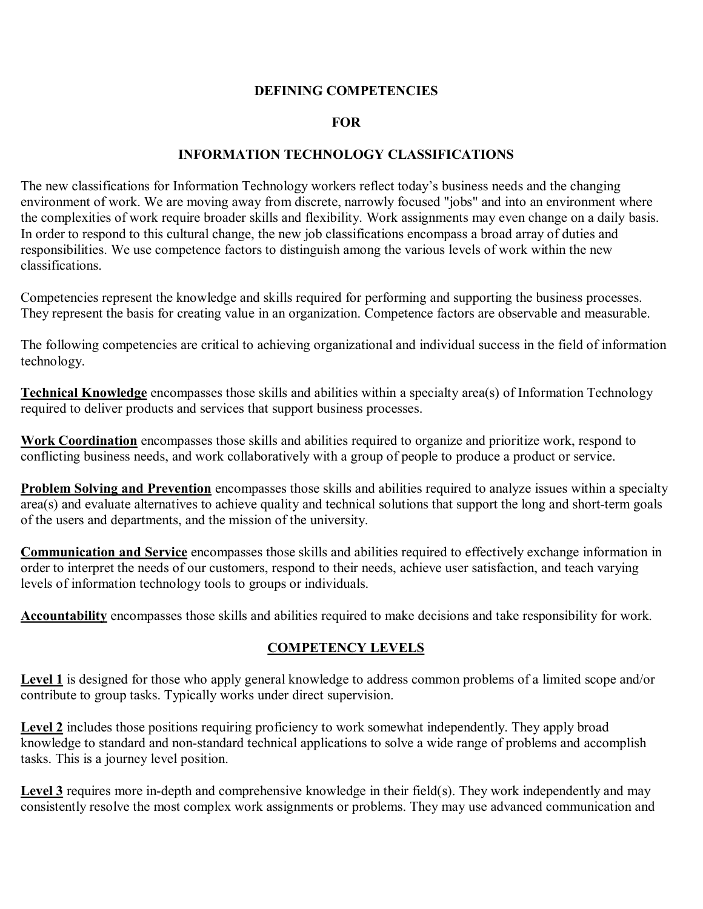# DEFINING COMPETENCIES

# FOR

# INFORMATION TECHNOLOGY CLASSIFICATIONS

The new classifications for Information Technology workers reflect today's business needs and the changing environment of work. We are moving away from discrete, narrowly focused "jobs" and into an environment where the complexities of work require broader skills and flexibility. Work assignments may even change on a daily basis. In order to respond to this cultural change, the new job classifications encompass a broad array of duties and responsibilities. We use competence factors to distinguish among the various levels of work within the new classifications.

Competencies represent the knowledge and skills required for performing and supporting the business processes. They represent the basis for creating value in an organization. Competence factors are observable and measurable.

The following competencies are critical to achieving organizational and individual success in the field of information technology.

**Technical Knowledge** encompasses those skills and abilities within a specialty area(s) of Information Technology required to deliver products and services that support business processes.

**Work Coordination** encompasses those skills and abilities required to organize and prioritize work, respond to conflicting business needs, and work collaboratively with a group of people to produce a product or service.

**Problem Solving and Prevention** encompasses those skills and abilities required to analyze issues within a specialty area(s) and evaluate alternatives to achieve quality and technical solutions that support the long and short-term goals of the users and departments, and the mission of the university.

**Communication and Service** encompasses those skills and abilities required to effectively exchange information in order to interpret the needs of our customers, respond to their needs, achieve user satisfaction, and teach varying levels of information technology tools to groups or individuals.

**Accountability** encompasses those skills and abilities required to make decisions and take responsibility for work.

## COMPETENCY LEVELS

**Level 1** is designed for those who apply general knowledge to address common problems of a limited scope and/or contribute to group tasks. Typically works under direct supervision.

**Level 2** includes those positions requiring proficiency to work somewhat independently. They apply broad knowledge to standard and non-standard technical applications to solve a wide range of problems and accomplish tasks. This is a journey level position.

**Level 3** requires more in-depth and comprehensive knowledge in their field(s). They work independently and may consistently resolve the most complex work assignments or problems. They may use advanced communication and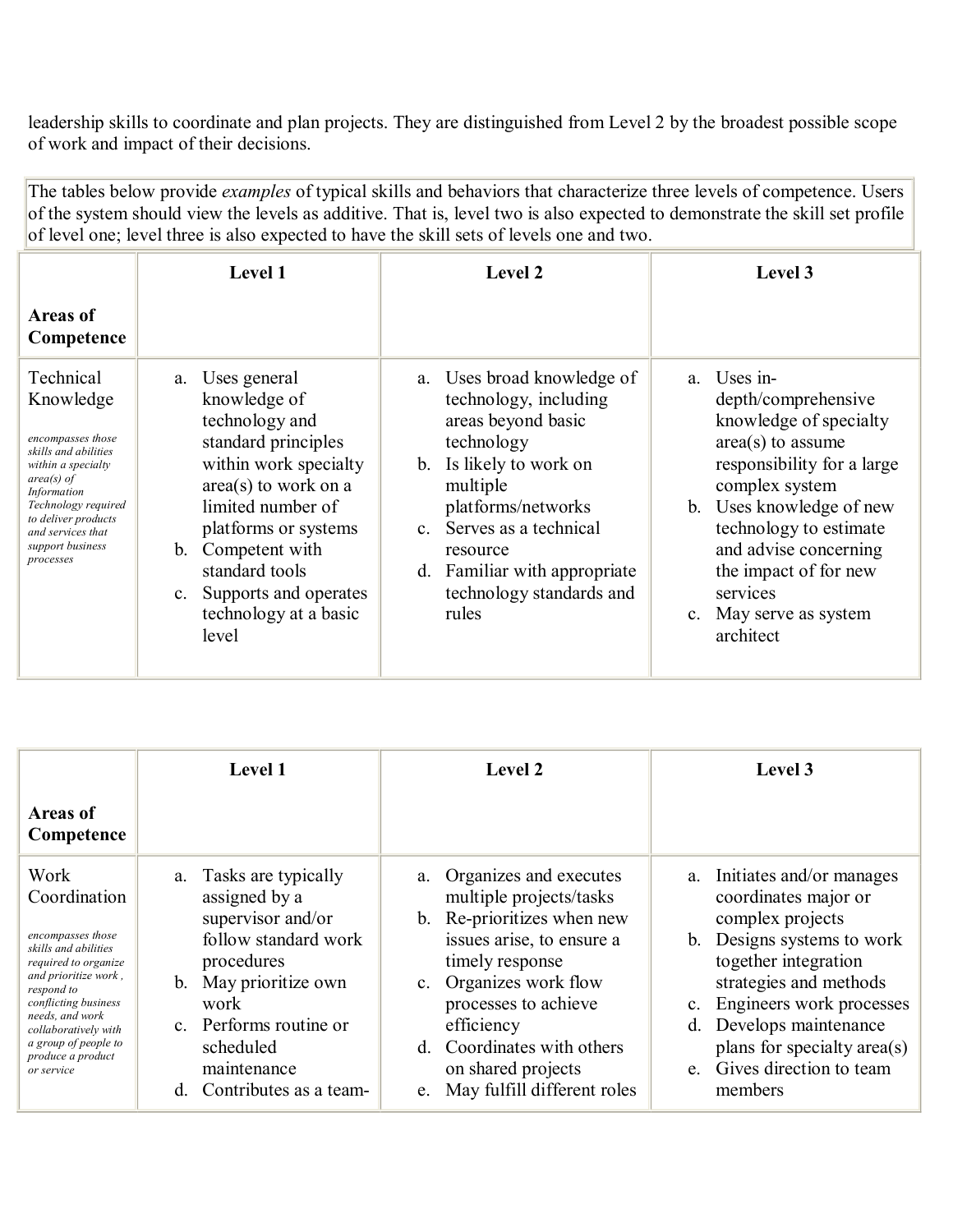leadership skills to coordinate and plan projects. They are distinguished from Level 2 by the broadest possible scope of work and impact of their decisions.

The tables below provide *examples* of typical skills and behaviors that characterize three levels of competence. Users of the system should view the levels as additive. That is, level two is also expected to demonstrate the skill set profile of level one; level three is also expected to have the skill sets of levels one and two.

| **Areas of Competence** | **Level 1** | **Level 2** | **Level 3** |
|---|---|---|---|
| Technical Knowledge<br><br>*encompasses those skills and abilities within a specialty area(s) of Information Technology required to deliver products and services that support business processes* | a. Uses general knowledge of technology and standard principles within work specialty area(s) to work on a limited number of platforms or systems<br>b. Competent with standard tools<br>c. Supports and operates technology at a basic level | a. Uses broad knowledge of technology, including areas beyond basic technology<br>b. Is likely to work on multiple platforms/networks<br>c. Serves as a technical resource<br>d. Familiar with appropriate technology standards and rules | a. Uses in-depth/comprehensive knowledge of specialty area(s) to assume responsibility for a large complex system<br>b. Uses knowledge of new technology to estimate and advise concerning the impact of for new services<br>c. May serve as system architect |

| **Areas of Competence** | **Level 1** | **Level 2** | **Level 3** |
|---|---|---|---|
| Work Coordination<br><br>*encompasses those skills and abilities required to organize and prioritize work , respond to conflicting business needs, and work collaboratively with a group of people to produce a product or service* | a. Tasks are typically assigned by a supervisor and/or follow standard work procedures<br>b. May prioritize own work<br>c. Performs routine or scheduled maintenance<br>d. Contributes as a team- | a. Organizes and executes multiple projects/tasks<br>b. Re-prioritizes when new issues arise, to ensure a timely response<br>c. Organizes work flow processes to achieve efficiency<br>d. Coordinates with others on shared projects<br>e. May fulfill different roles | a. Initiates and/or manages coordinates major or complex projects<br>b. Designs systems to work together integration strategies and methods<br>c. Engineers work processes<br>d. Develops maintenance plans for specialty area(s)<br>e. Gives direction to team members |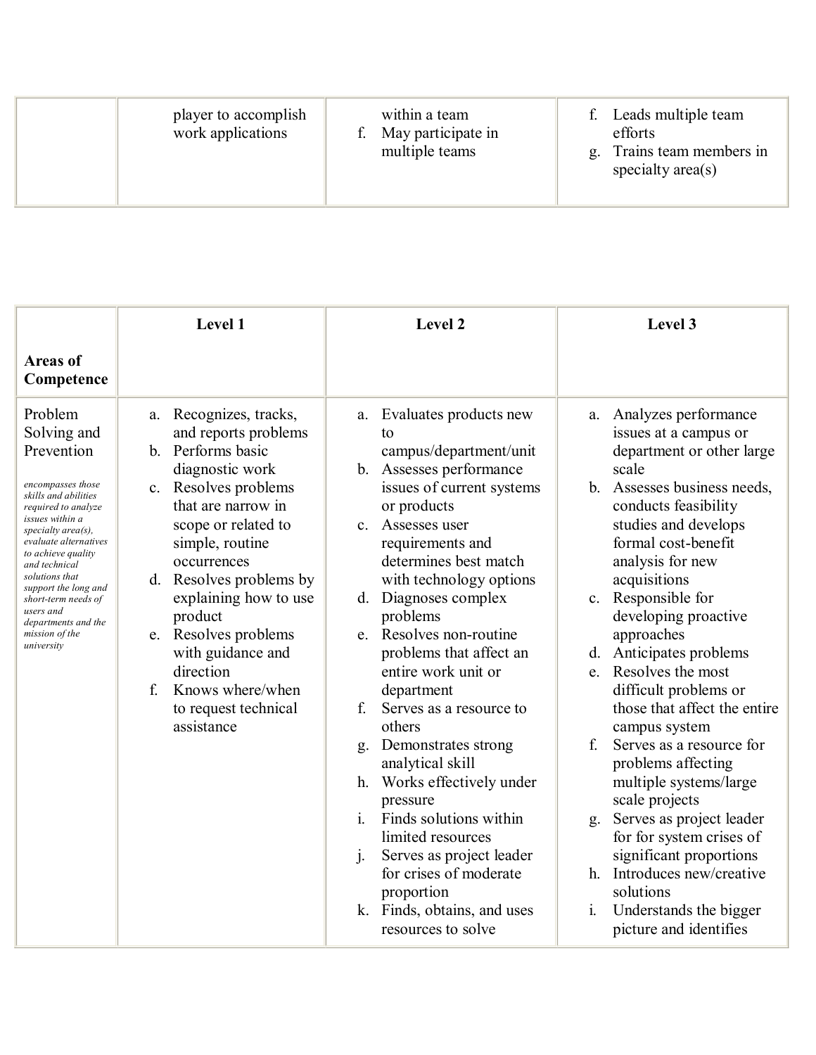| | | | |
|---|---|---|---|
| | player to accomplish work applications | within a team<br>f. May participate in multiple teams | f. Leads multiple team efforts<br>g. Trains team members in specialty area(s) |

| **Areas of Competence** | **Level 1** | **Level 2** | **Level 3** |
|---|---|---|---|
| Problem Solving and Prevention<br><br>*encompasses those skills and abilities required to analyze issues within a specialty area(s), evaluate alternatives to achieve quality and technical solutions that support the long and short-term needs of users and departments and the mission of the university* | a. Recognizes, tracks, and reports problems<br>b. Performs basic diagnostic work<br>c. Resolves problems that are narrow in scope or related to simple, routine occurrences<br>d. Resolves problems by explaining how to use product<br>e. Resolves problems with guidance and direction<br>f. Knows where/when to request technical assistance | a. Evaluates products new to campus/department/unit<br>b. Assesses performance issues of current systems or products<br>c. Assesses user requirements and determines best match with technology options<br>d. Diagnoses complex problems<br>e. Resolves non-routine problems that affect an entire work unit or department<br>f. Serves as a resource to others<br>g. Demonstrates strong analytical skill<br>h. Works effectively under pressure<br>i. Finds solutions within limited resources<br>j. Serves as project leader for crises of moderate proportion<br>k. Finds, obtains, and uses resources to solve | a. Analyzes performance issues at a campus or department or other large scale<br>b. Assesses business needs, conducts feasibility studies and develops formal cost-benefit analysis for new acquisitions<br>c. Responsible for developing proactive approaches<br>d. Anticipates problems<br>e. Resolves the most difficult problems or those that affect the entire campus system<br>f. Serves as a resource for problems affecting multiple systems/large scale projects<br>g. Serves as project leader for for system crises of significant proportions<br>h. Introduces new/creative solutions<br>i. Understands the bigger picture and identifies |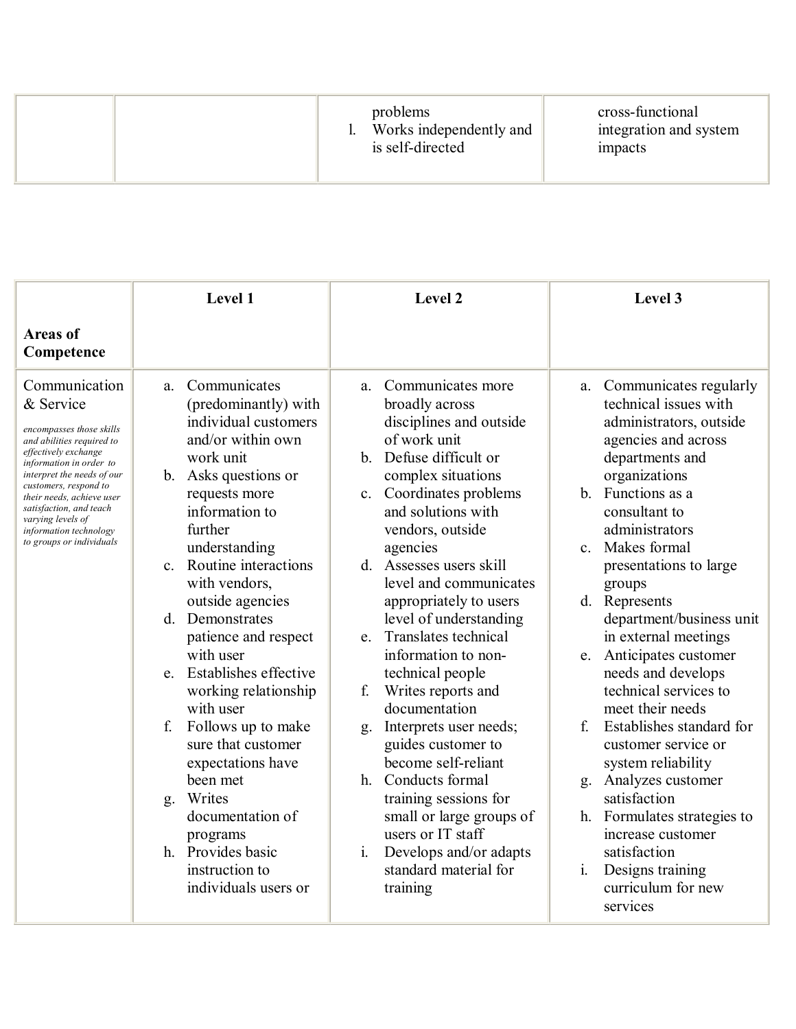| | | problems<br>l. Works independently and is self-directed | cross-functional integration and system impacts |
|---|---|---|---|

| **Areas of Competence** | **Level 1** | **Level 2** | **Level 3** |
|---|---|---|---|
| Communication & Service<br>*encompasses those skills and abilities required to effectively exchange information in order to interpret the needs of our customers, respond to their needs, achieve user satisfaction, and teach varying levels of information technology to groups or individuals* | a. Communicates (predominantly) with individual customers and/or within own work unit<br>b. Asks questions or requests more information to further understanding<br>c. Routine interactions with vendors, outside agencies<br>d. Demonstrates patience and respect with user<br>e. Establishes effective working relationship with user<br>f. Follows up to make sure that customer expectations have been met<br>g. Writes documentation of programs<br>h. Provides basic instruction to individuals users or | a. Communicates more broadly across disciplines and outside of work unit<br>b. Defuse difficult or complex situations<br>c. Coordinates problems and solutions with vendors, outside agencies<br>d. Assesses users skill level and communicates appropriately to users level of understanding<br>e. Translates technical information to non-technical people<br>f. Writes reports and documentation<br>g. Interprets user needs; guides customer to become self-reliant<br>h. Conducts formal training sessions for small or large groups of users or IT staff<br>i. Develops and/or adapts standard material for training | a. Communicates regularly technical issues with administrators, outside agencies and across departments and organizations<br>b. Functions as a consultant to administrators<br>c. Makes formal presentations to large groups<br>d. Represents department/business unit in external meetings<br>e. Anticipates customer needs and develops technical services to meet their needs<br>f. Establishes standard for customer service or system reliability<br>g. Analyzes customer satisfaction<br>h. Formulates strategies to increase customer satisfaction<br>i. Designs training curriculum for new services |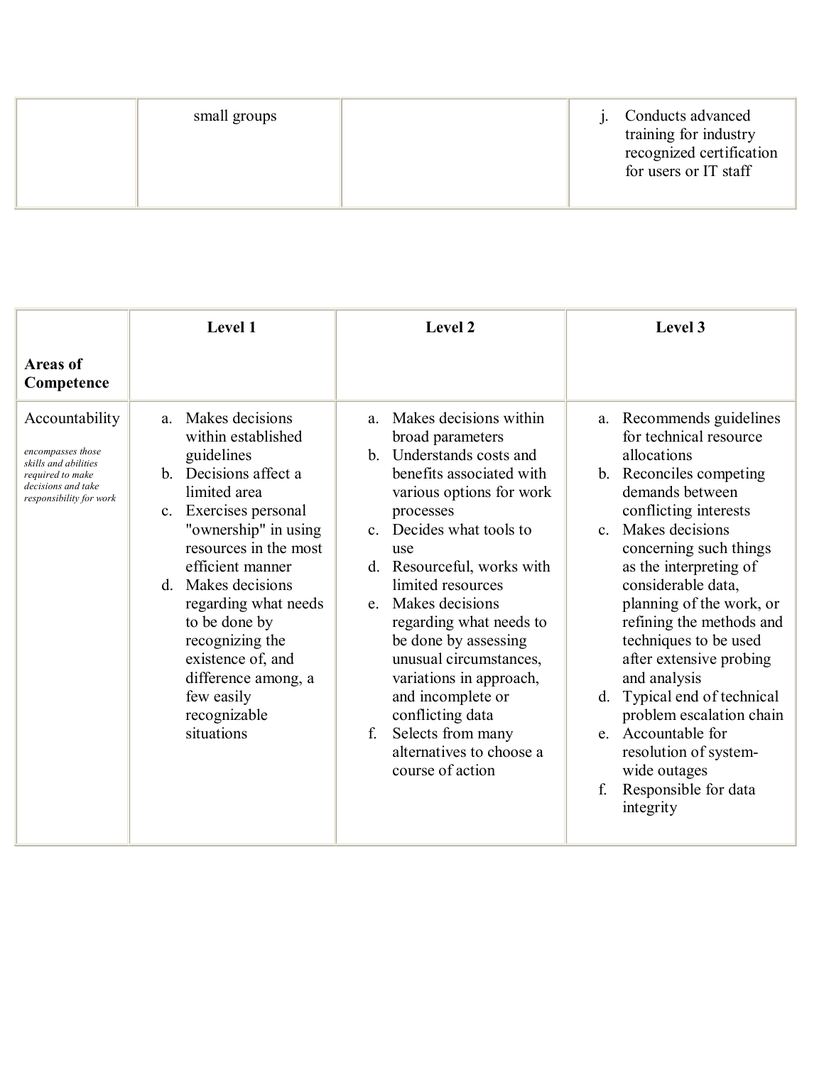| | | | |
|---|---|---|---|
| | small groups | | j. Conducts advanced training for industry recognized certification for users or IT staff |

| Areas of Competence | Level 1 | Level 2 | Level 3 |
|---|---|---|---|
| Accountability<br>*encompasses those skills and abilities required to make decisions and take responsibility for work* | a. Makes decisions within established guidelines<br>b. Decisions affect a limited area<br>c. Exercises personal "ownership" in using resources in the most efficient manner<br>d. Makes decisions regarding what needs to be done by recognizing the existence of, and difference among, a few easily recognizable situations | a. Makes decisions within broad parameters<br>b. Understands costs and benefits associated with various options for work processes<br>c. Decides what tools to use<br>d. Resourceful, works with limited resources<br>e. Makes decisions regarding what needs to be done by assessing unusual circumstances, variations in approach, and incomplete or conflicting data<br>f. Selects from many alternatives to choose a course of action | a. Recommends guidelines for technical resource allocations<br>b. Reconciles competing demands between conflicting interests<br>c. Makes decisions concerning such things as the interpreting of considerable data, planning of the work, or refining the methods and techniques to be used after extensive probing and analysis<br>d. Typical end of technical problem escalation chain<br>e. Accountable for resolution of system-wide outages<br>f. Responsible for data integrity |